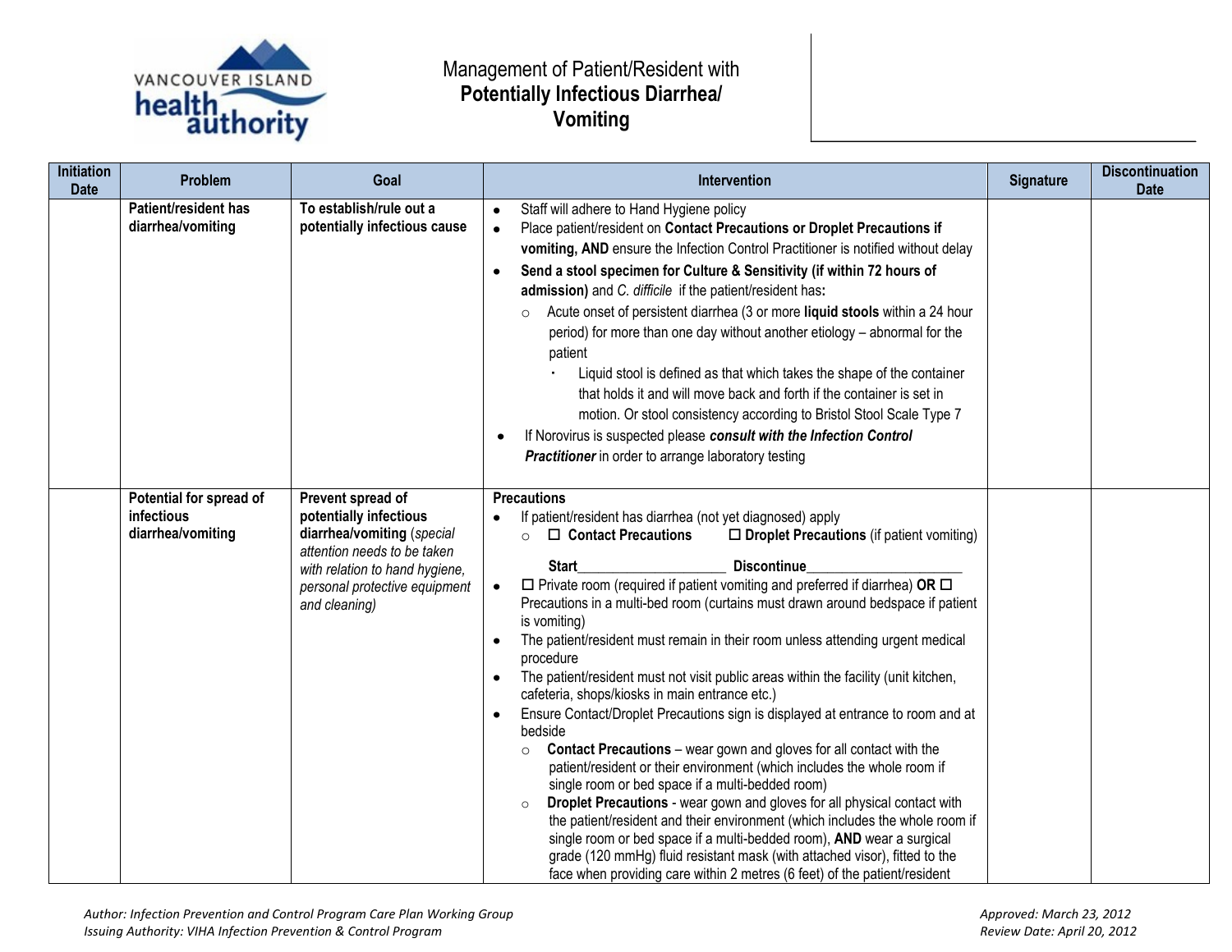Management of Patient/Resident with
**Potentially Infectious Diarrhea/ Vomiting**

| Initiation Date | Problem | Goal | Intervention | Signature | Discontinuation Date |
|---|---|---|---|---|---|
| | **Patient/resident has diarrhea/vomiting** | **To establish/rule out a potentially infectious cause** | • Staff will adhere to Hand Hygiene policy<br>• Place patient/resident on **Contact Precautions or Droplet Precautions if vomiting, AND** ensure the Infection Control Practitioner is notified without delay<br>• **Send a stool specimen for Culture & Sensitivity (if within 72 hours of admission)** and *C. difficile* if the patient/resident has**:**<br>&nbsp;&nbsp;○ Acute onset of persistent diarrhea (3 or more **liquid stools** within a 24 hour period) for more than one day without another etiology – abnormal for the patient<br>&nbsp;&nbsp;&nbsp;&nbsp;▪ Liquid stool is defined as that which takes the shape of the container that holds it and will move back and forth if the container is set in motion. Or stool consistency according to Bristol Stool Scale Type 7<br>• If Norovirus is suspected please ***consult with the Infection Control Practitioner*** in order to arrange laboratory testing | | |
| | **Potential for spread of infectious diarrhea/vomiting** | **Prevent spread of potentially infectious diarrhea/vomiting** (*special attention needs to be taken with relation to hand hygiene, personal protective equipment and cleaning)* | **Precautions**<br>• If patient/resident has diarrhea (not yet diagnosed) apply<br>&nbsp;&nbsp;○ ☐ **Contact Precautions** ☐ **Droplet Precautions** (if patient vomiting)<br>&nbsp;&nbsp;&nbsp;&nbsp;**Start**\_\_\_\_\_\_\_\_\_\_\_\_\_\_\_\_\_\_\_\_ **Discontinue**\_\_\_\_\_\_\_\_\_\_\_\_\_\_\_\_\_\_\_\_<br>• ☐ Private room (required if patient vomiting and preferred if diarrhea) **OR** ☐ Precautions in a multi-bed room (curtains must drawn around bedspace if patient is vomiting)<br>• The patient/resident must remain in their room unless attending urgent medical procedure<br>• The patient/resident must not visit public areas within the facility (unit kitchen, cafeteria, shops/kiosks in main entrance etc.)<br>• Ensure Contact/Droplet Precautions sign is displayed at entrance to room and at bedside<br>&nbsp;&nbsp;○ **Contact Precautions** – wear gown and gloves for all contact with the patient/resident or their environment (which includes the whole room if single room or bed space if a multi-bedded room)<br>&nbsp;&nbsp;○ **Droplet Precautions** - wear gown and gloves for all physical contact with the patient/resident and their environment (which includes the whole room if single room or bed space if a multi-bedded room), **AND** wear a surgical grade (120 mmHg) fluid resistant mask (with attached visor), fitted to the face when providing care within 2 metres (6 feet) of the patient/resident | | |

*Author: Infection Prevention and Control Program Care Plan Working Group*
*Issuing Authority: VIHA Infection Prevention & Control Program*

*Approved: March 23, 2012*
*Review Date: April 20, 2012*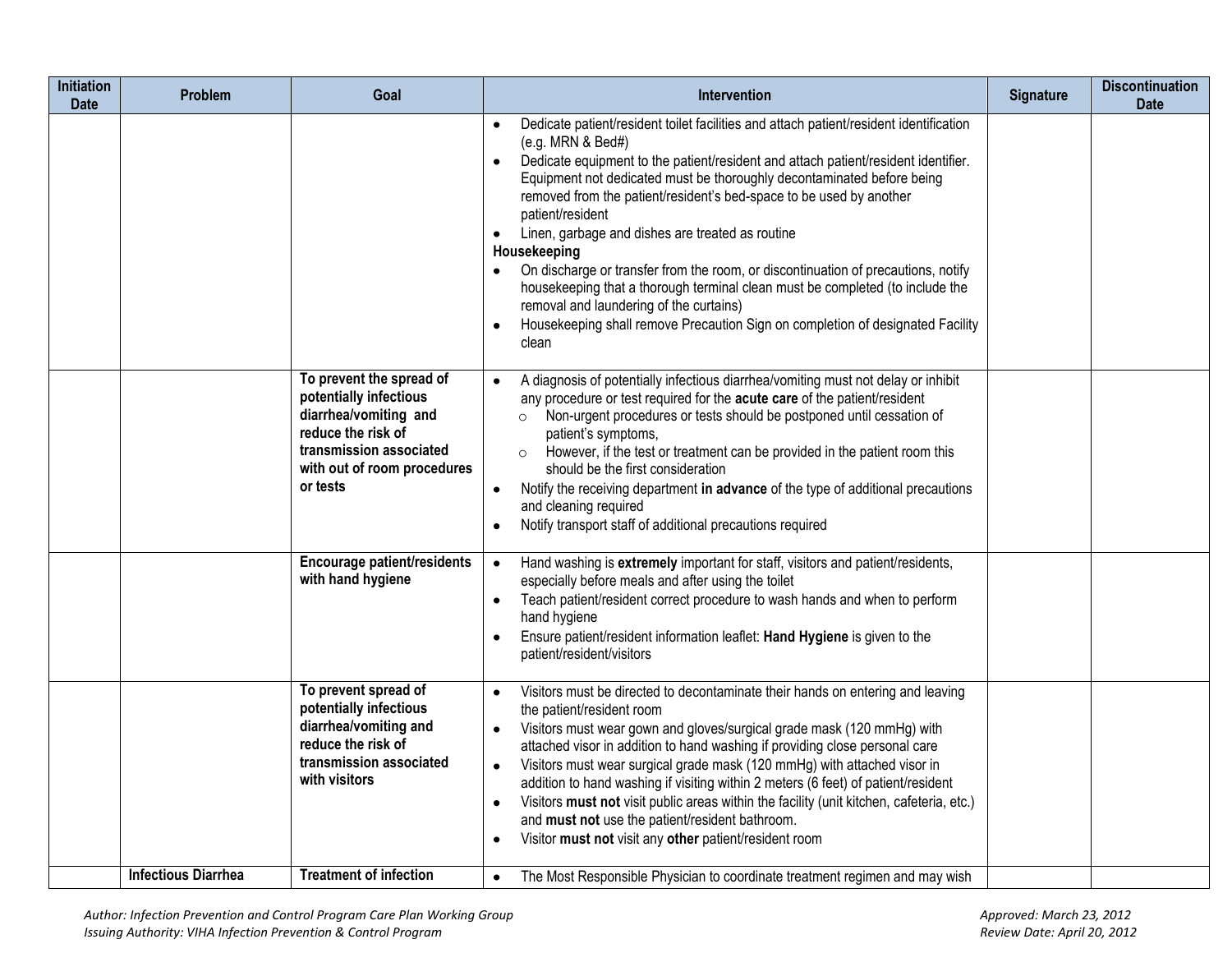| Initiation Date | Problem | Goal | Intervention | Signature | Discontinuation Date |
|---|---|---|---|---|---|
| | | | • Dedicate patient/resident toilet facilities and attach patient/resident identification (e.g. MRN & Bed#)<br>• Dedicate equipment to the patient/resident and attach patient/resident identifier. Equipment not dedicated must be thoroughly decontaminated before being removed from the patient/resident's bed-space to be used by another patient/resident<br>• Linen, garbage and dishes are treated as routine<br>**Housekeeping**<br>• On discharge or transfer from the room, or discontinuation of precautions, notify housekeeping that a thorough terminal clean must be completed (to include the removal and laundering of the curtains)<br>• Housekeeping shall remove Precaution Sign on completion of designated Facility clean | | |
| | | **To prevent the spread of potentially infectious diarrhea/vomiting and reduce the risk of transmission associated with out of room procedures or tests** | • A diagnosis of potentially infectious diarrhea/vomiting must not delay or inhibit any procedure or test required for the **acute care** of the patient/resident<br>&nbsp;&nbsp;○ Non-urgent procedures or tests should be postponed until cessation of patient's symptoms,<br>&nbsp;&nbsp;○ However, if the test or treatment can be provided in the patient room this should be the first consideration<br>• Notify the receiving department **in advance** of the type of additional precautions and cleaning required<br>• Notify transport staff of additional precautions required | | |
| | | **Encourage patient/residents with hand hygiene** | • Hand washing is **extremely** important for staff, visitors and patient/residents, especially before meals and after using the toilet<br>• Teach patient/resident correct procedure to wash hands and when to perform hand hygiene<br>• Ensure patient/resident information leaflet: **Hand Hygiene** is given to the patient/resident/visitors | | |
| | | **To prevent spread of potentially infectious diarrhea/vomiting and reduce the risk of transmission associated with visitors** | • Visitors must be directed to decontaminate their hands on entering and leaving the patient/resident room<br>• Visitors must wear gown and gloves/surgical grade mask (120 mmHg) with attached visor in addition to hand washing if providing close personal care<br>• Visitors must wear surgical grade mask (120 mmHg) with attached visor in addition to hand washing if visiting within 2 meters (6 feet) of patient/resident<br>• Visitors **must not** visit public areas within the facility (unit kitchen, cafeteria, etc.) and **must not** use the patient/resident bathroom.<br>• Visitor **must not** visit any **other** patient/resident room | | |
| | **Infectious Diarrhea** | **Treatment of infection** | • The Most Responsible Physician to coordinate treatment regimen and may wish | | |

*Author: Infection Prevention and Control Program Care Plan Working Group*
*Issuing Authority: VIHA Infection Prevention & Control Program*
*Approved: March 23, 2012*
*Review Date: April 20, 2012*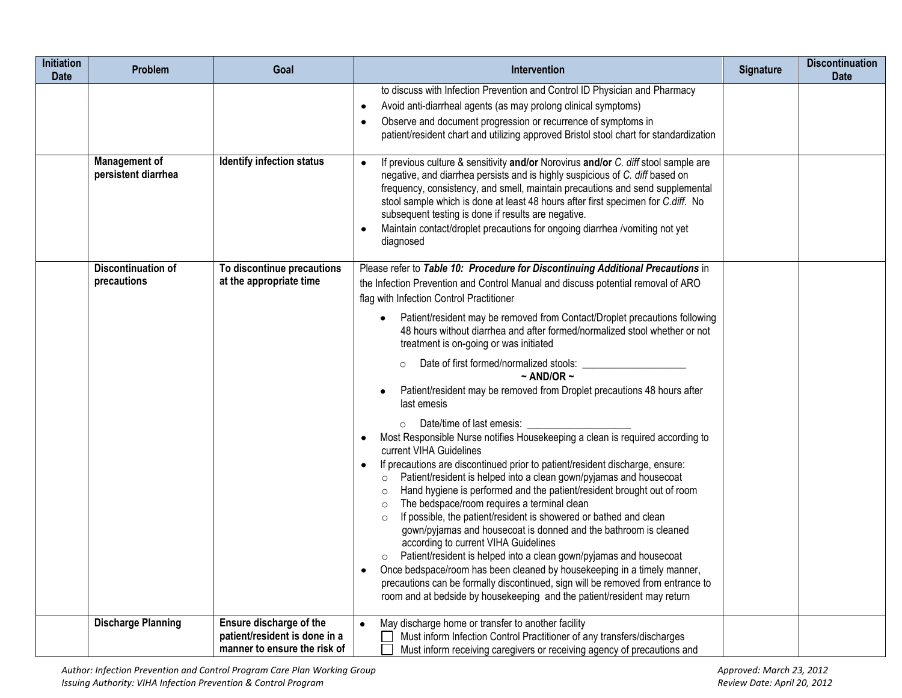| Initiation Date | Problem | Goal | Intervention | Signature | Discontinuation Date |
|---|---|---|---|---|---|
| | | | to discuss with Infection Prevention and Control ID Physician and Pharmacy<br>• Avoid anti-diarrheal agents (as may prolong clinical symptoms)<br>• Observe and document progression or recurrence of symptoms in patient/resident chart and utilizing approved Bristol stool chart for standardization | | |
| | **Management of persistent diarrhea** | **Identify infection status** | • If previous culture & sensitivity **and/or** Norovirus **and/or** *C. diff* stool sample are negative, and diarrhea persists and is highly suspicious of *C. diff* based on frequency, consistency, and smell, maintain precautions and send supplemental stool sample which is done at least 48 hours after first specimen for *C.diff*. No subsequent testing is done if results are negative.<br>• Maintain contact/droplet precautions for ongoing diarrhea /vomiting not yet diagnosed | | |
| | **Discontinuation of precautions** | **To discontinue precautions at the appropriate time** | Please refer to ***Table 10: Procedure for Discontinuing Additional Precautions*** in the Infection Prevention and Control Manual and discuss potential removal of ARO flag with Infection Control Practitioner<br>• Patient/resident may be removed from Contact/Droplet precautions following 48 hours without diarrhea and after formed/normalized stool whether or not treatment is on-going or was initiated<br>○ Date of first formed/normalized stools: ___________________<br>**~ AND/OR ~**<br>• Patient/resident may be removed from Droplet precautions 48 hours after last emesis<br>○ Date/time of last emesis: ___________________<br>• Most Responsible Nurse notifies Housekeeping a clean is required according to current VIHA Guidelines<br>• If precautions are discontinued prior to patient/resident discharge, ensure:<br>○ Patient/resident is helped into a clean gown/pyjamas and housecoat<br>○ Hand hygiene is performed and the patient/resident brought out of room<br>○ The bedspace/room requires a terminal clean<br>○ If possible, the patient/resident is showered or bathed and clean gown/pyjamas and housecoat is donned and the bathroom is cleaned according to current VIHA Guidelines<br>○ Patient/resident is helped into a clean gown/pyjamas and housecoat<br>• Once bedspace/room has been cleaned by housekeeping in a timely manner, precautions can be formally discontinued, sign will be removed from entrance to room and at bedside by housekeeping and the patient/resident may return | | |
| | **Discharge Planning** | **Ensure discharge of the patient/resident is done in a manner to ensure the risk of** | • May discharge home or transfer to another facility<br>☐ Must inform Infection Control Practitioner of any transfers/discharges<br>☐ Must inform receiving caregivers or receiving agency of precautions and | | |

*Author: Infection Prevention and Control Program Care Plan Working Group*
*Issuing Authority: VIHA Infection Prevention & Control Program*
*Approved: March 23, 2012*
*Review Date: April 20, 2012*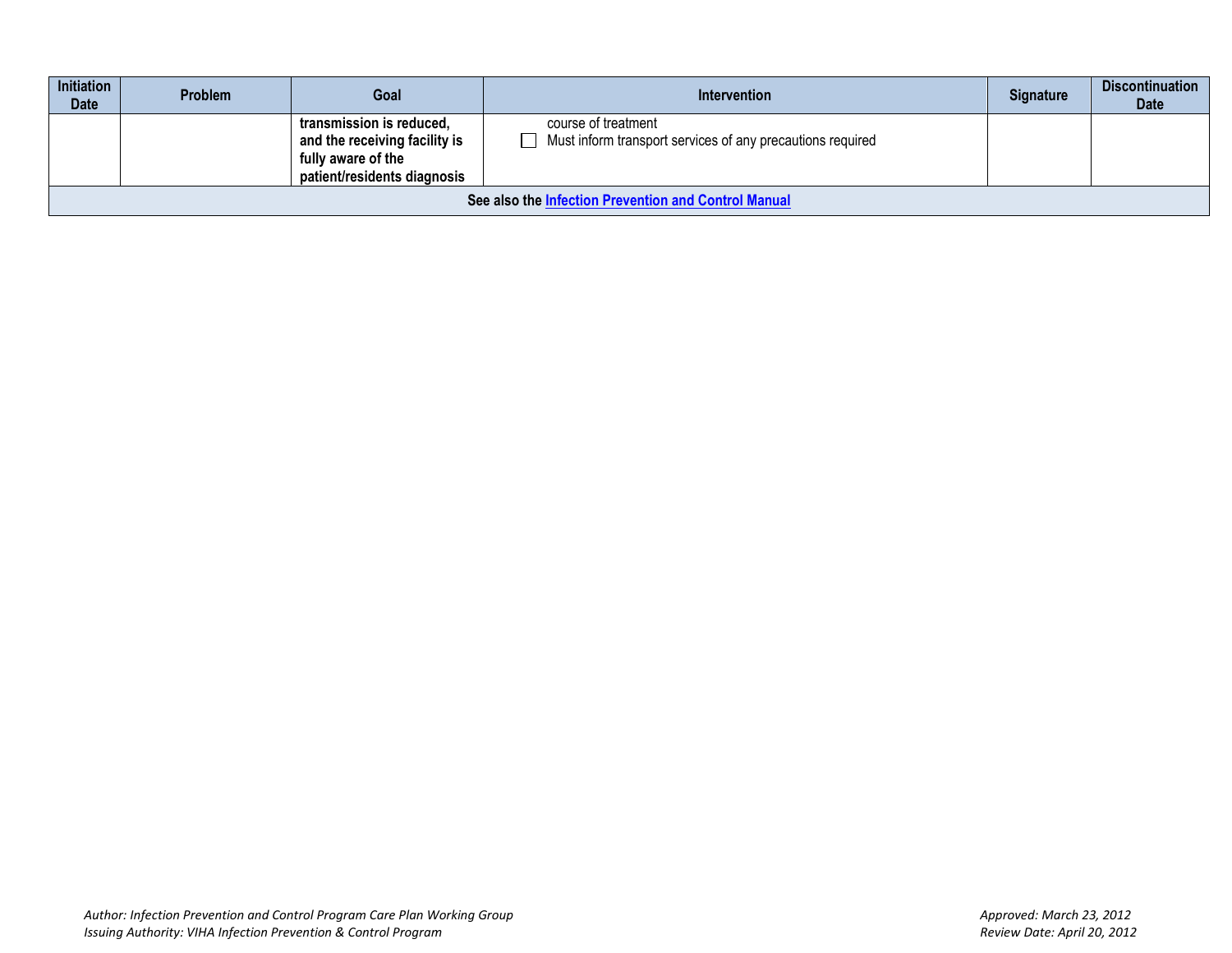| Initiation Date | Problem | Goal | Intervention | Signature | Discontinuation Date |
|---|---|---|---|---|---|
| | | **transmission is reduced, and the receiving facility is fully aware of the patient/residents diagnosis** | course of treatment<br>☐ Must inform transport services of any precautions required | | |
| **See also the [Infection Prevention and Control Manual]()** | | | | | |

*Author: Infection Prevention and Control Program Care Plan Working Group*
*Issuing Authority: VIHA Infection Prevention & Control Program*

*Approved: March 23, 2012*
*Review Date: April 20, 2012*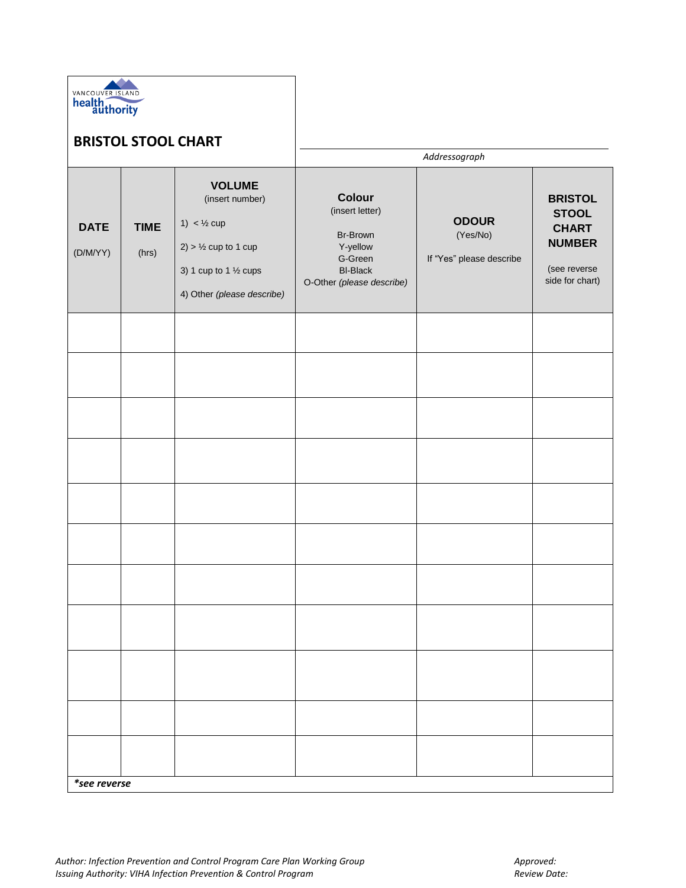VANCOUVER ISLAND health authority

# BRISTOL STOOL CHART

*Addressograph*

| **DATE** (D/M/YY) | **TIME** (hrs) | **VOLUME** (insert number) 1) < ½ cup 2) > ½ cup to 1 cup 3) 1 cup to 1 ½ cups 4) Other *(please describe)* | **Colour** (insert letter) Br-Brown Y-yellow G-Green Bl-Black O-Other *(please describe)* | **ODOUR** (Yes/No) If "Yes" please describe | **BRISTOL STOOL CHART NUMBER** (see reverse side for chart) |
|---|---|---|---|---|---|
| | | | | | |
| | | | | | |
| | | | | | |
| | | | | | |
| | | | | | |
| | | | | | |
| | | | | | |
| | | | | | |
| | | | | | |
| | | | | | |
| | | | | | |

***see reverse**

*Author: Infection Prevention and Control Program Care Plan Working Group*
*Issuing Authority: VIHA Infection Prevention & Control Program*

*Approved:*
*Review Date:*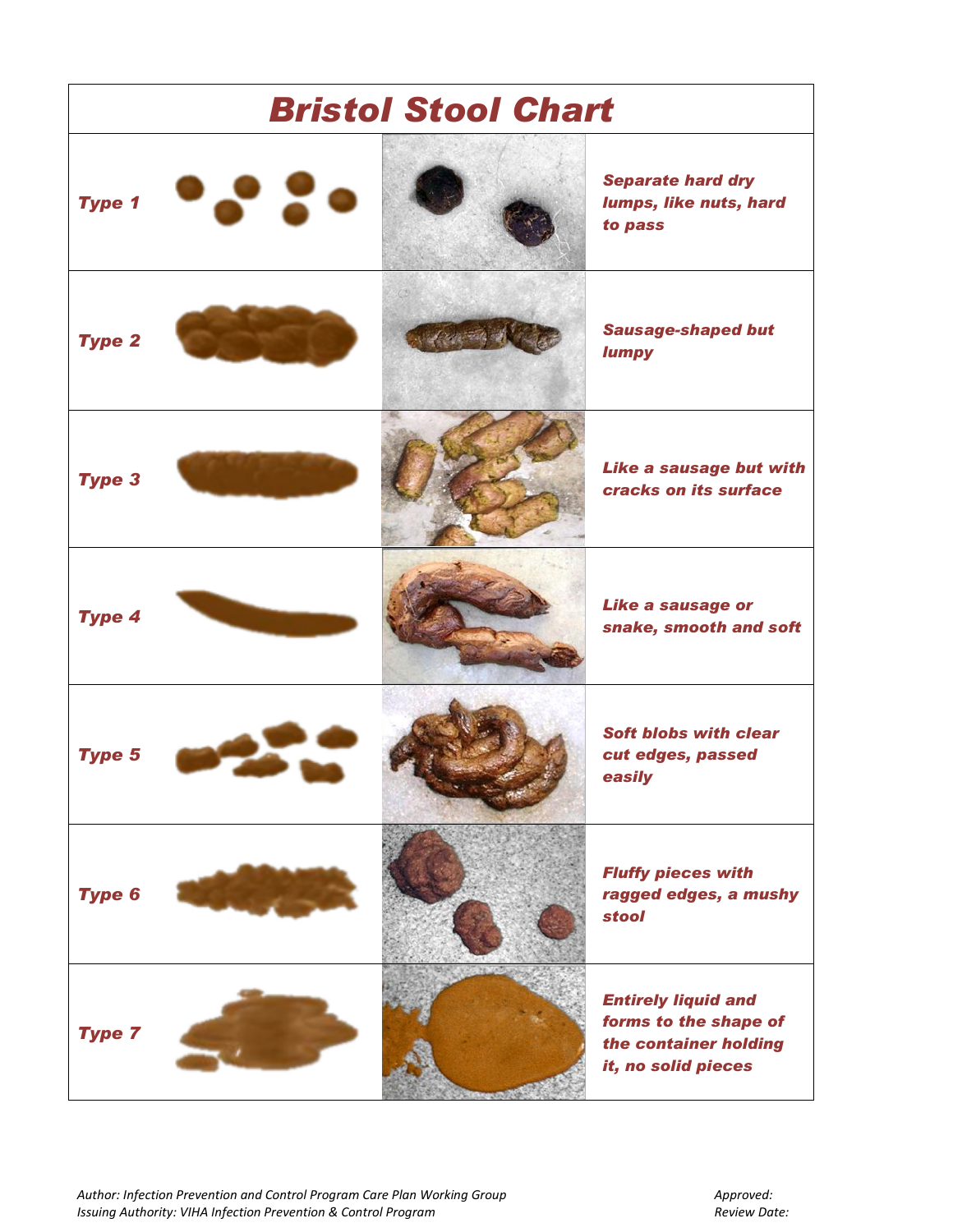# Bristol Stool Chart

| | |
|---|---|
| Type 1 | *Separate hard dry lumps, like nuts, hard to pass* |
| Type 2 | *Sausage-shaped but lumpy* |
| Type 3 | *Like a sausage but with cracks on its surface* |
| Type 4 | *Like a sausage or snake, smooth and soft* |
| Type 5 | *Soft blobs with clear cut edges, passed easily* |
| Type 6 | *Fluffy pieces with ragged edges, a mushy stool* |
| Type 7 | *Entirely liquid and forms to the shape of the container holding it, no solid pieces* |

*Author: Infection Prevention and Control Program Care Plan Working Group*
*Issuing Authority: VIHA Infection Prevention & Control Program*

*Approved:*
*Review Date:*